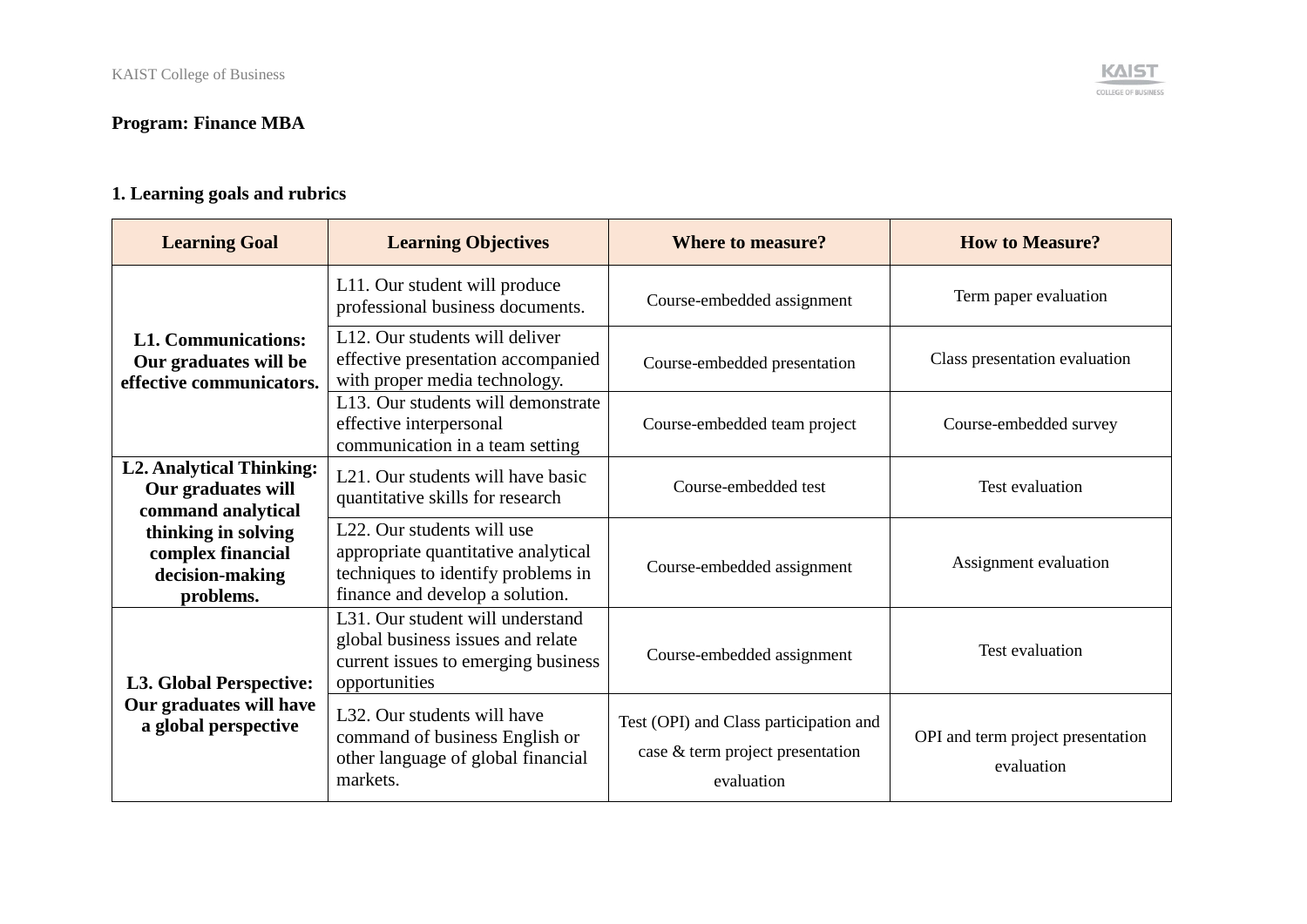**Program: Finance MBA**

**1. Learning goals and rubrics**

| Learning Goal | Learning Objectives | Where to measure? | How to Measure? |
|---|---|---|---|
| **L1. Communications: Our graduates will be effective communicators.** | L11. Our student will produce professional business documents. | Course-embedded assignment | Term paper evaluation |
| | L12. Our students will deliver effective presentation accompanied with proper media technology. | Course-embedded presentation | Class presentation evaluation |
| | L13. Our students will demonstrate effective interpersonal communication in a team setting | Course-embedded team project | Course-embedded survey |
| **L2. Analytical Thinking: Our graduates will command analytical thinking in solving complex financial decision-making problems.** | L21. Our students will have basic quantitative skills for research | Course-embedded test | Test evaluation |
| | L22. Our students will use appropriate quantitative analytical techniques to identify problems in finance and develop a solution. | Course-embedded assignment | Assignment evaluation |
| **L3. Global Perspective: Our graduates will have a global perspective** | L31. Our student will understand global business issues and relate current issues to emerging business opportunities | Course-embedded assignment | Test evaluation |
| | L32. Our students will have command of business English or other language of global financial markets. | Test (OPI) and Class participation and case & term project presentation evaluation | OPI and term project presentation evaluation |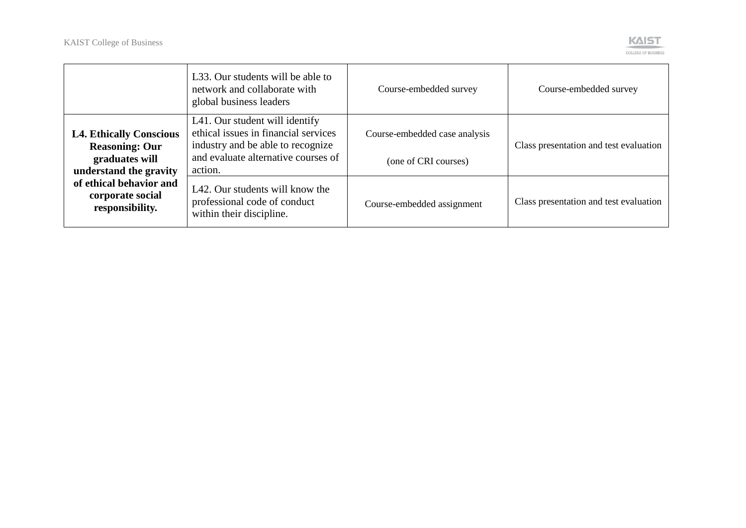| | | | |
|---|---|---|---|
| | L33. Our students will be able to network and collaborate with global business leaders | Course-embedded survey | Course-embedded survey |
| **L4. Ethically Conscious Reasoning: Our graduates will understand the gravity of ethical behavior and corporate social responsibility.** | L41. Our student will identify ethical issues in financial services industry and be able to recognize and evaluate alternative courses of action. | Course-embedded case analysis<br><br>(one of CRI courses) | Class presentation and test evaluation |
| | L42. Our students will know the professional code of conduct within their discipline. | Course-embedded assignment | Class presentation and test evaluation |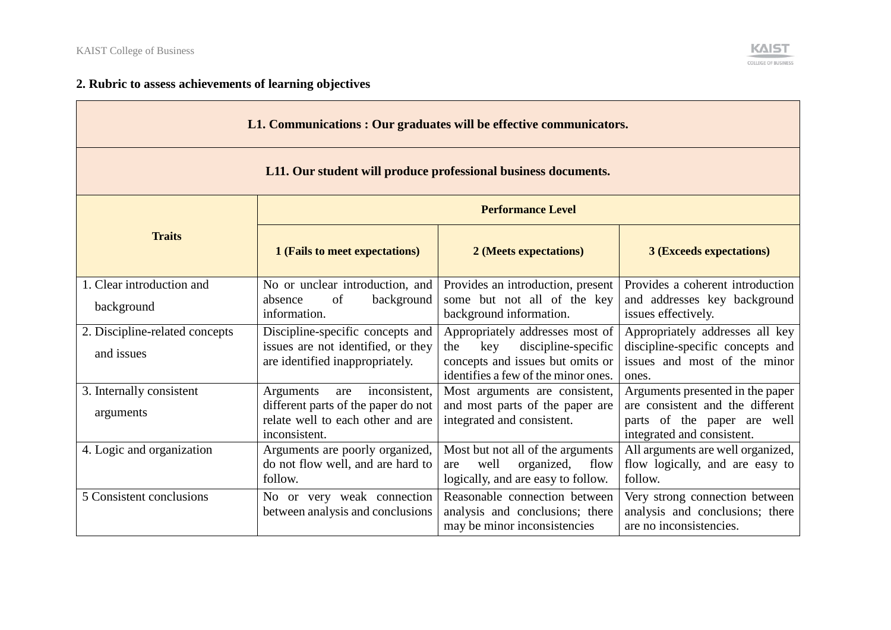## 2. Rubric to assess achievements of learning objectives

| **L1. Communications : Our graduates will be effective communicators.** | | | |
|---|---|---|---|
| **L11. Our student will produce professional business documents.** | | | |
| **Traits** | **Performance Level** | | |
| | **1 (Fails to meet expectations)** | **2 (Meets expectations)** | **3 (Exceeds expectations)** |
| 1. Clear introduction and background | No or unclear introduction, and absence of background information. | Provides an introduction, present some but not all of the key background information. | Provides a coherent introduction and addresses key background issues effectively. |
| 2. Discipline-related concepts and issues | Discipline-specific concepts and issues are not identified, or they are identified inappropriately. | Appropriately addresses most of the key discipline-specific concepts and issues but omits or identifies a few of the minor ones. | Appropriately addresses all key discipline-specific concepts and issues and most of the minor ones. |
| 3. Internally consistent arguments | Arguments are inconsistent, different parts of the paper do not relate well to each other and are inconsistent. | Most arguments are consistent, and most parts of the paper are integrated and consistent. | Arguments presented in the paper are consistent and the different parts of the paper are well integrated and consistent. |
| 4. Logic and organization | Arguments are poorly organized, do not flow well, and are hard to follow. | Most but not all of the arguments are well organized, flow logically, and are easy to follow. | All arguments are well organized, flow logically, and are easy to follow. |
| 5 Consistent conclusions | No or very weak connection between analysis and conclusions | Reasonable connection between analysis and conclusions; there may be minor inconsistencies | Very strong connection between analysis and conclusions; there are no inconsistencies. |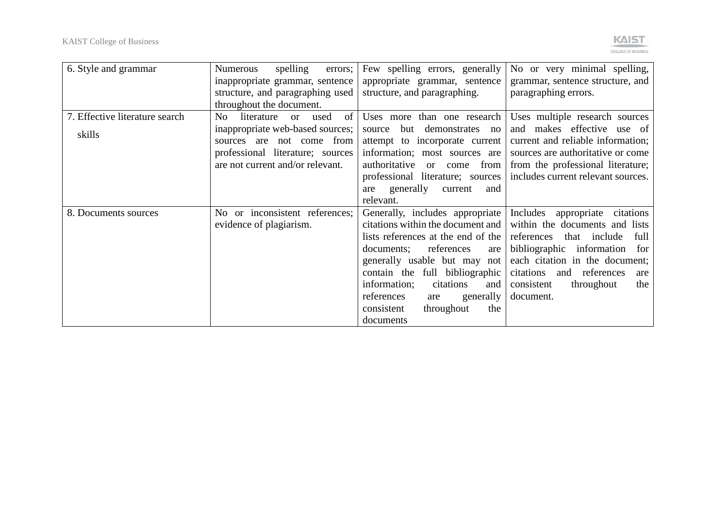| 6. Style and grammar | Numerous spelling errors; inappropriate grammar, sentence structure, and paragraphing used throughout the document. | Few spelling errors, generally appropriate grammar, sentence structure, and paragraphing. | No or very minimal spelling, grammar, sentence structure, and paragraphing errors. |
|---|---|---|---|
| 7. Effective literature search skills | No literature or used of inappropriate web-based sources; sources are not come from professional literature; sources are not current and/or relevant. | Uses more than one research source but demonstrates no attempt to incorporate current information; most sources are authoritative or come from professional literature; sources are generally current and relevant. | Uses multiple research sources and makes effective use of current and reliable information; sources are authoritative or come from the professional literature; includes current relevant sources. |
| 8. Documents sources | No or inconsistent references; evidence of plagiarism. | Generally, includes appropriate citations within the document and lists references at the end of the documents; references are generally usable but may not contain the full bibliographic information; citations and references are generally consistent throughout the documents | Includes appropriate citations within the documents and lists references that include full bibliographic information for each citation in the document; citations and references are consistent throughout the document. |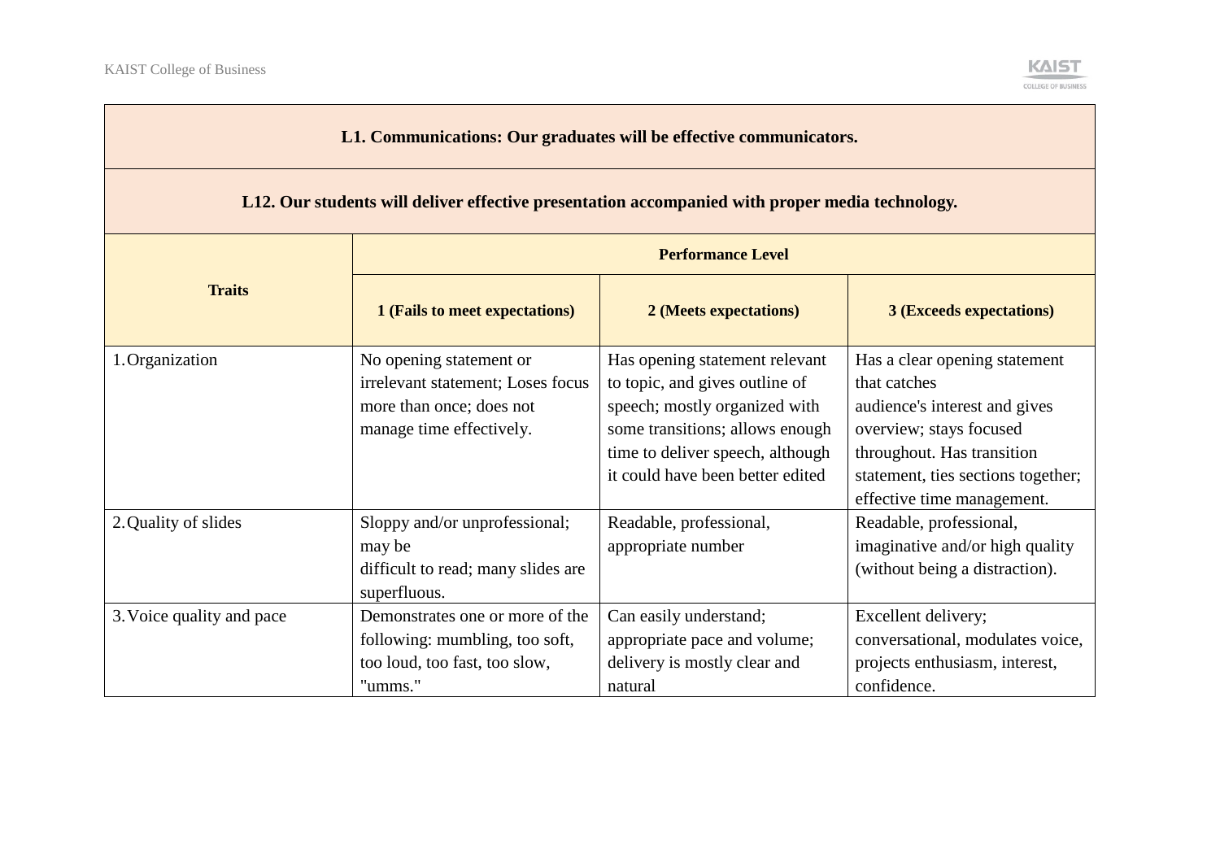| **L1. Communications: Our graduates will be effective communicators.** | | | |
|---|---|---|---|
| **L12. Our students will deliver effective presentation accompanied with proper media technology.** | | | |
| **Traits** | **Performance Level** | | |
| | **1 (Fails to meet expectations)** | **2 (Meets expectations)** | **3 (Exceeds expectations)** |
| 1. Organization | No opening statement or irrelevant statement; Loses focus more than once; does not manage time effectively. | Has opening statement relevant to topic, and gives outline of speech; mostly organized with some transitions; allows enough time to deliver speech, although it could have been better edited | Has a clear opening statement that catches audience's interest and gives overview; stays focused throughout. Has transition statement, ties sections together; effective time management. |
| 2. Quality of slides | Sloppy and/or unprofessional; may be difficult to read; many slides are superfluous. | Readable, professional, appropriate number | Readable, professional, imaginative and/or high quality (without being a distraction). |
| 3. Voice quality and pace | Demonstrates one or more of the following: mumbling, too soft, too loud, too fast, too slow, "umms." | Can easily understand; appropriate pace and volume; delivery is mostly clear and natural | Excellent delivery; conversational, modulates voice, projects enthusiasm, interest, confidence. |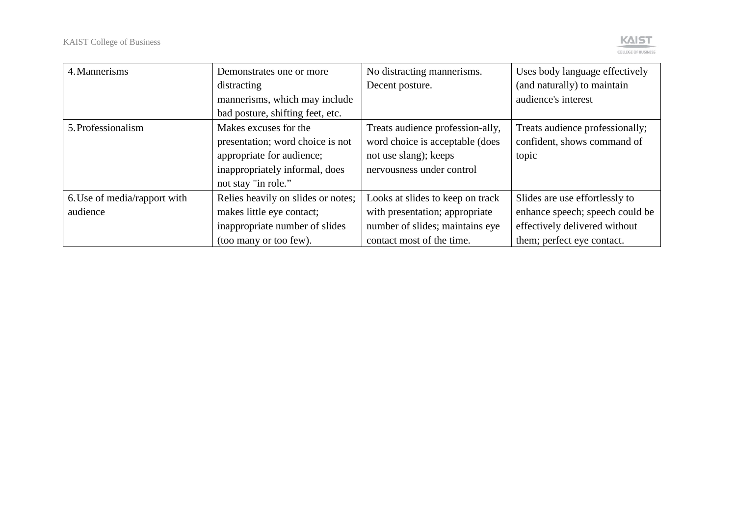| 4. Mannerisms | Demonstrates one or more distracting mannerisms, which may include bad posture, shifting feet, etc. | No distracting mannerisms. Decent posture. | Uses body language effectively (and naturally) to maintain audience's interest |
|---|---|---|---|
| 5. Professionalism | Makes excuses for the presentation; word choice is not appropriate for audience; inappropriately informal, does not stay "in role." | Treats audience profession-ally, word choice is acceptable (does not use slang); keeps nervousness under control | Treats audience professionally; confident, shows command of topic |
| 6. Use of media/rapport with audience | Relies heavily on slides or notes; makes little eye contact; inappropriate number of slides (too many or too few). | Looks at slides to keep on track with presentation; appropriate number of slides; maintains eye contact most of the time. | Slides are use effortlessly to enhance speech; speech could be effectively delivered without them; perfect eye contact. |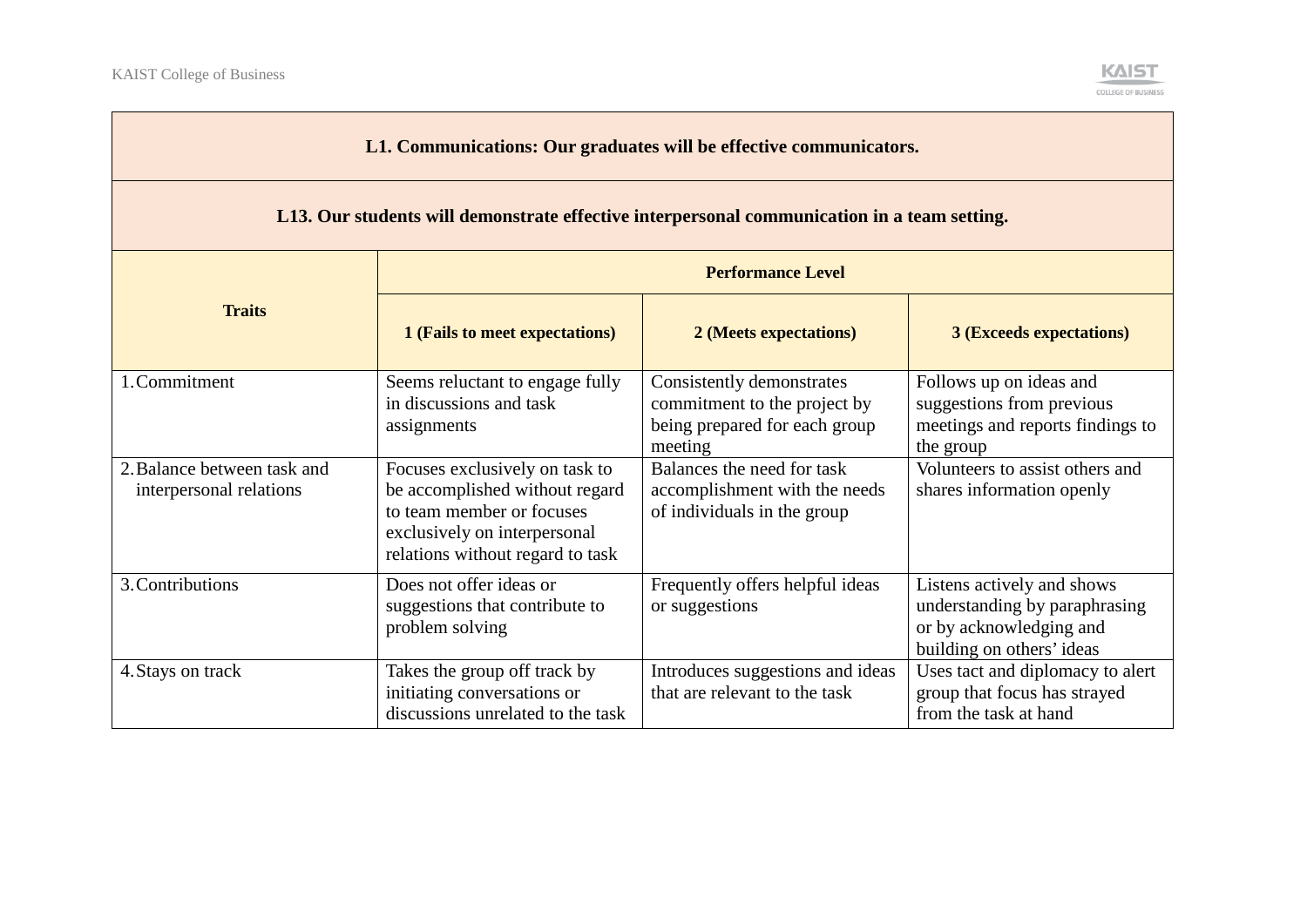| L1. Communications: Our graduates will be effective communicators. | | | |
|---|---|---|---|
| **L13. Our students will demonstrate effective interpersonal communication in a team setting.** | | | |
| **Traits** | **Performance Level** | | |
| | **1 (Fails to meet expectations)** | **2 (Meets expectations)** | **3 (Exceeds expectations)** |
| 1. Commitment | Seems reluctant to engage fully in discussions and task assignments | Consistently demonstrates commitment to the project by being prepared for each group meeting | Follows up on ideas and suggestions from previous meetings and reports findings to the group |
| 2. Balance between task and interpersonal relations | Focuses exclusively on task to be accomplished without regard to team member or focuses exclusively on interpersonal relations without regard to task | Balances the need for task accomplishment with the needs of individuals in the group | Volunteers to assist others and shares information openly |
| 3. Contributions | Does not offer ideas or suggestions that contribute to problem solving | Frequently offers helpful ideas or suggestions | Listens actively and shows understanding by paraphrasing or by acknowledging and building on others' ideas |
| 4. Stays on track | Takes the group off track by initiating conversations or discussions unrelated to the task | Introduces suggestions and ideas that are relevant to the task | Uses tact and diplomacy to alert group that focus has strayed from the task at hand |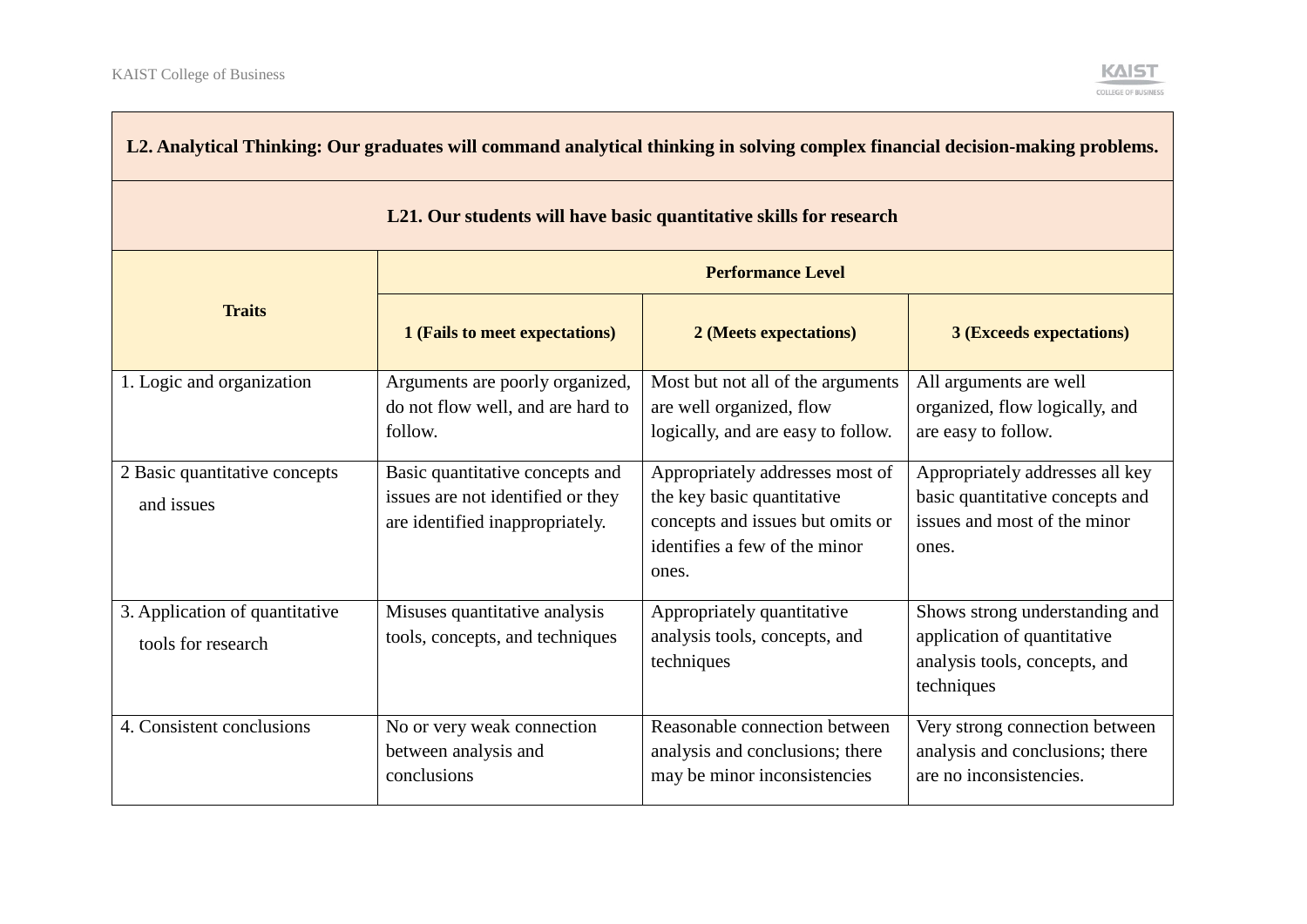| **L2. Analytical Thinking: Our graduates will command analytical thinking in solving complex financial decision-making problems.** | | | |
|---|---|---|---|
| **L21. Our students will have basic quantitative skills for research** | | | |
| **Traits** | **Performance Level** | | |
| | **1 (Fails to meet expectations)** | **2 (Meets expectations)** | **3 (Exceeds expectations)** |
| 1. Logic and organization | Arguments are poorly organized, do not flow well, and are hard to follow. | Most but not all of the arguments are well organized, flow logically, and are easy to follow. | All arguments are well organized, flow logically, and are easy to follow. |
| 2 Basic quantitative concepts and issues | Basic quantitative concepts and issues are not identified or they are identified inappropriately. | Appropriately addresses most of the key basic quantitative concepts and issues but omits or identifies a few of the minor ones. | Appropriately addresses all key basic quantitative concepts and issues and most of the minor ones. |
| 3. Application of quantitative tools for research | Misuses quantitative analysis tools, concepts, and techniques | Appropriately quantitative analysis tools, concepts, and techniques | Shows strong understanding and application of quantitative analysis tools, concepts, and techniques |
| 4. Consistent conclusions | No or very weak connection between analysis and conclusions | Reasonable connection between analysis and conclusions; there may be minor inconsistencies | Very strong connection between analysis and conclusions; there are no inconsistencies. |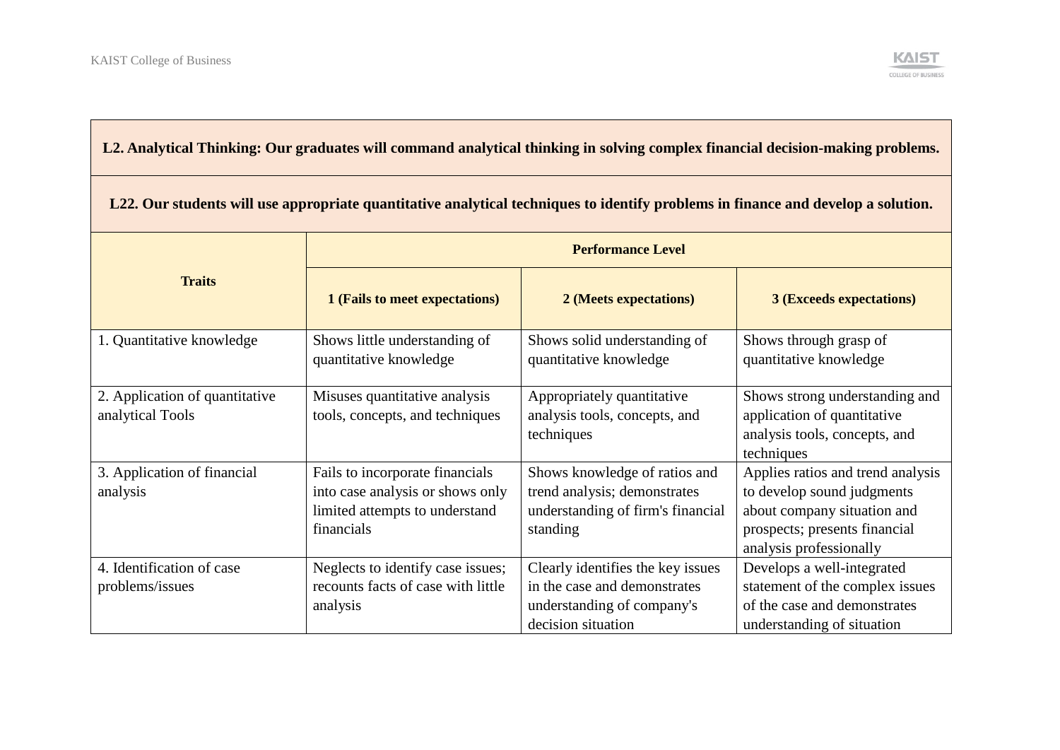| **L2. Analytical Thinking: Our graduates will command analytical thinking in solving complex financial decision-making problems.** | | | |
|---|---|---|---|
| **L22. Our students will use appropriate quantitative analytical techniques to identify problems in finance and develop a solution.** | | | |
| **Traits** | **Performance Level** | | |
| | **1 (Fails to meet expectations)** | **2 (Meets expectations)** | **3 (Exceeds expectations)** |
| 1. Quantitative knowledge | Shows little understanding of quantitative knowledge | Shows solid understanding of quantitative knowledge | Shows through grasp of quantitative knowledge |
| 2. Application of quantitative analytical Tools | Misuses quantitative analysis tools, concepts, and techniques | Appropriately quantitative analysis tools, concepts, and techniques | Shows strong understanding and application of quantitative analysis tools, concepts, and techniques |
| 3. Application of financial analysis | Fails to incorporate financials into case analysis or shows only limited attempts to understand financials | Shows knowledge of ratios and trend analysis; demonstrates understanding of firm's financial standing | Applies ratios and trend analysis to develop sound judgments about company situation and prospects; presents financial analysis professionally |
| 4. Identification of case problems/issues | Neglects to identify case issues; recounts facts of case with little analysis | Clearly identifies the key issues in the case and demonstrates understanding of company's decision situation | Develops a well-integrated statement of the complex issues of the case and demonstrates understanding of situation |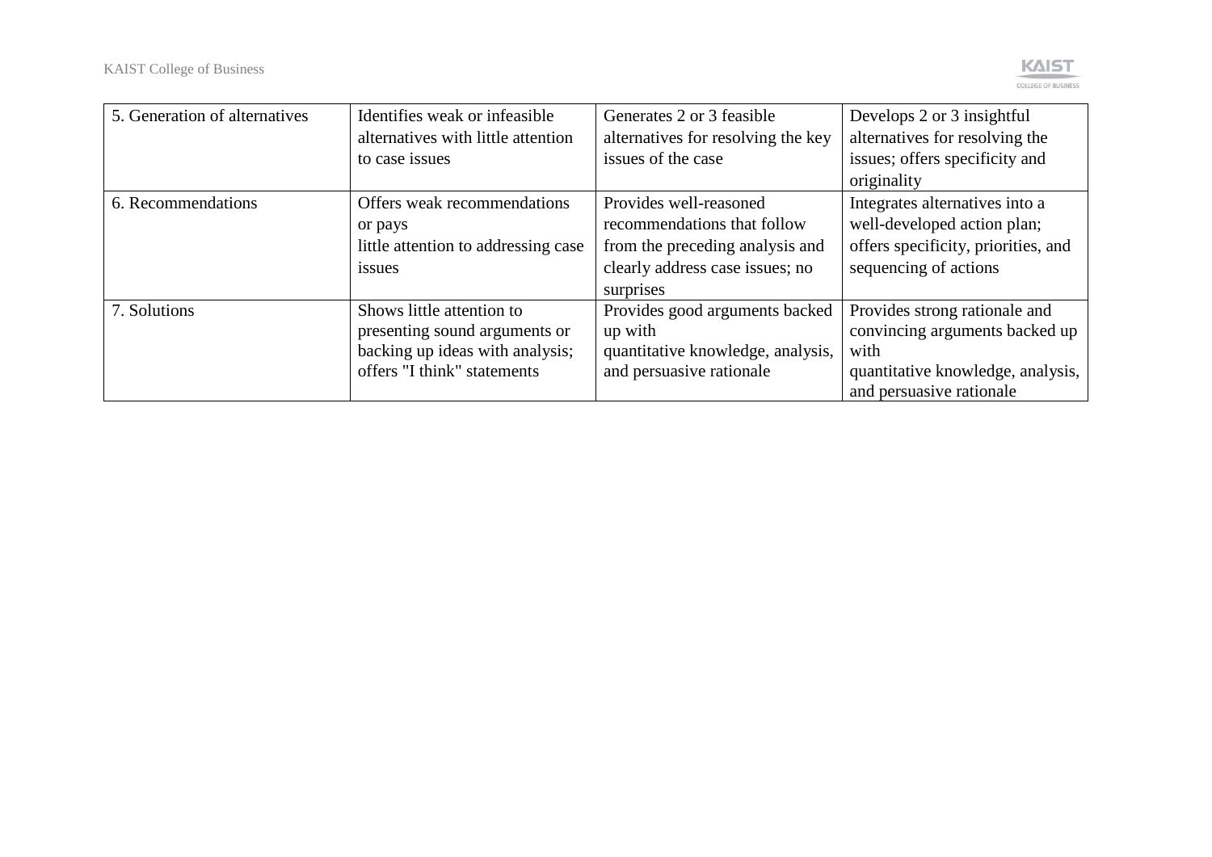| | | | |
|---|---|---|---|
| 5. Generation of alternatives | Identifies weak or infeasible alternatives with little attention to case issues | Generates 2 or 3 feasible alternatives for resolving the key issues of the case | Develops 2 or 3 insightful alternatives for resolving the issues; offers specificity and originality |
| 6. Recommendations | Offers weak recommendations or pays little attention to addressing case issues | Provides well-reasoned recommendations that follow from the preceding analysis and clearly address case issues; no surprises | Integrates alternatives into a well-developed action plan; offers specificity, priorities, and sequencing of actions |
| 7. Solutions | Shows little attention to presenting sound arguments or backing up ideas with analysis; offers "I think" statements | Provides good arguments backed up with quantitative knowledge, analysis, and persuasive rationale | Provides strong rationale and convincing arguments backed up with quantitative knowledge, analysis, and persuasive rationale |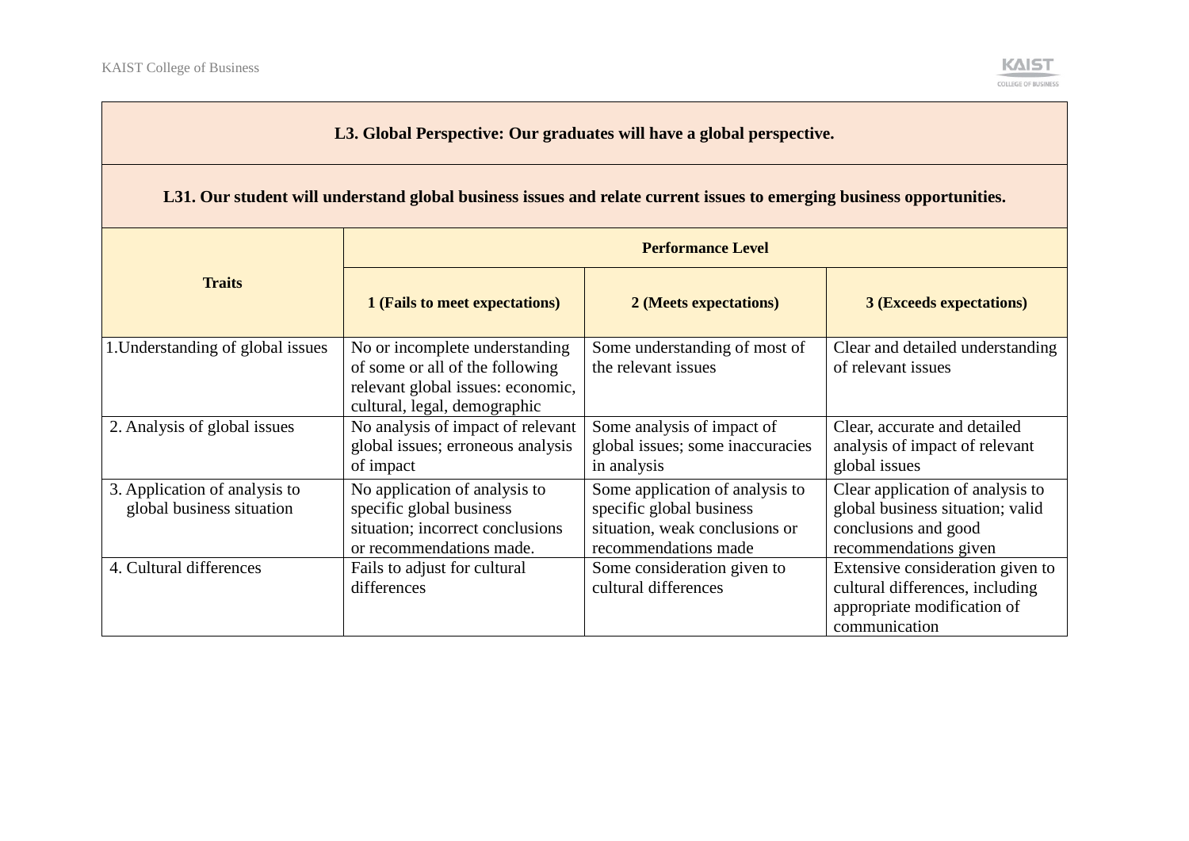| L3. Global Perspective: Our graduates will have a global perspective. | | | |
|---|---|---|---|
| **L31. Our student will understand global business issues and relate current issues to emerging business opportunities.** | | | |
| **Traits** | **Performance Level** | | |
| | **1 (Fails to meet expectations)** | **2 (Meets expectations)** | **3 (Exceeds expectations)** |
| 1.Understanding of global issues | No or incomplete understanding of some or all of the following relevant global issues: economic, cultural, legal, demographic | Some understanding of most of the relevant issues | Clear and detailed understanding of relevant issues |
| 2. Analysis of global issues | No analysis of impact of relevant global issues; erroneous analysis of impact | Some analysis of impact of global issues; some inaccuracies in analysis | Clear, accurate and detailed analysis of impact of relevant global issues |
| 3. Application of analysis to global business situation | No application of analysis to specific global business situation; incorrect conclusions or recommendations made. | Some application of analysis to specific global business situation, weak conclusions or recommendations made | Clear application of analysis to global business situation; valid conclusions and good recommendations given |
| 4. Cultural differences | Fails to adjust for cultural differences | Some consideration given to cultural differences | Extensive consideration given to cultural differences, including appropriate modification of communication |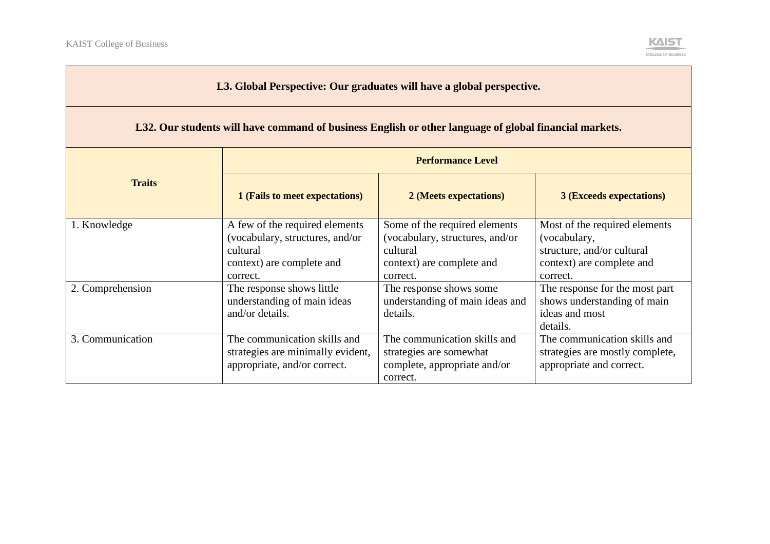| L3. Global Perspective: Our graduates will have a global perspective. | | | |
|---|---|---|---|
| **L32. Our students will have command of business English or other language of global financial markets.** | | | |
| **Traits** | **Performance Level** | | |
| | **1 (Fails to meet expectations)** | **2 (Meets expectations)** | **3 (Exceeds expectations)** |
| 1. Knowledge | A few of the required elements (vocabulary, structures, and/or cultural context) are complete and correct. | Some of the required elements (vocabulary, structures, and/or cultural context) are complete and correct. | Most of the required elements (vocabulary, structure, and/or cultural context) are complete and correct. |
| 2. Comprehension | The response shows little understanding of main ideas and/or details. | The response shows some understanding of main ideas and details. | The response for the most part shows understanding of main ideas and most details. |
| 3. Communication | The communication skills and strategies are minimally evident, appropriate, and/or correct. | The communication skills and strategies are somewhat complete, appropriate and/or correct. | The communication skills and strategies are mostly complete, appropriate and correct. |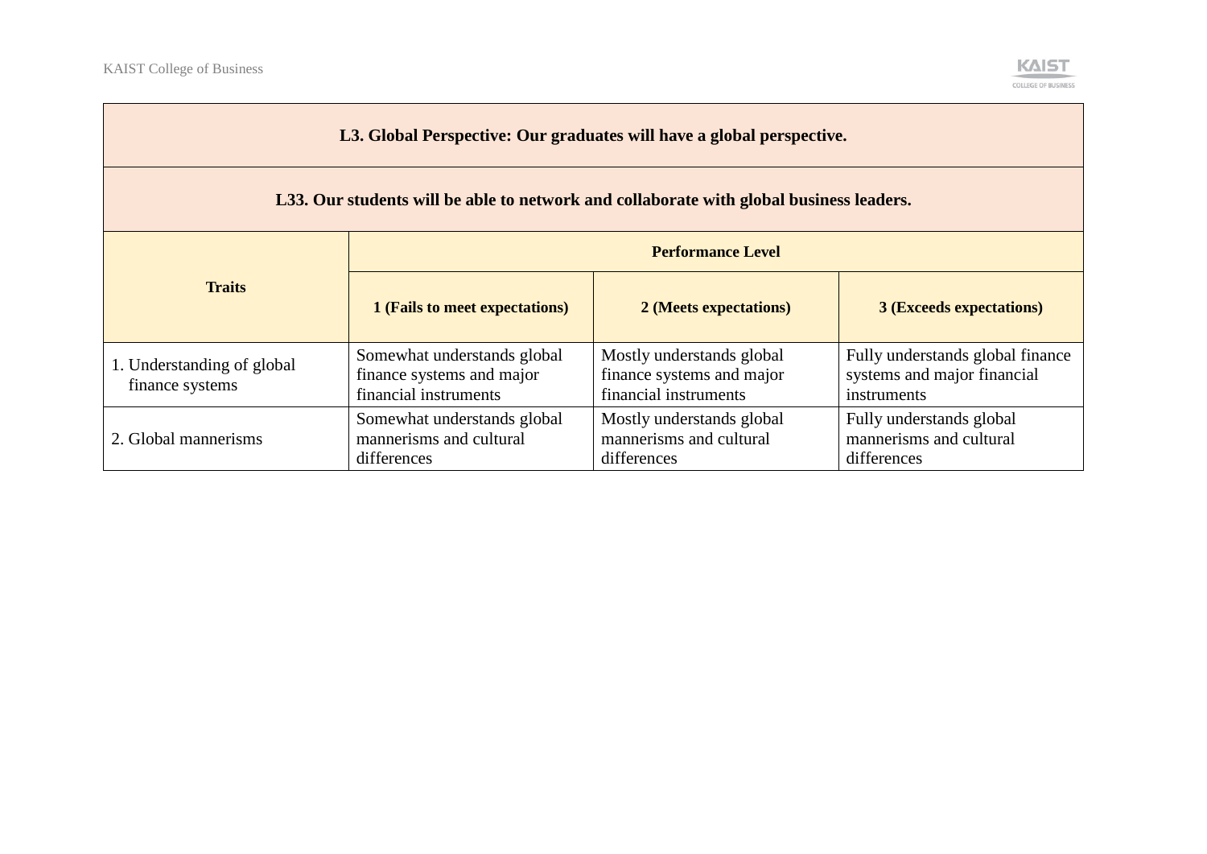| L3. Global Perspective: Our graduates will have a global perspective. | | | |
|---|---|---|---|
| **L33. Our students will be able to network and collaborate with global business leaders.** | | | |
| **Traits** | **Performance Level** | | |
| | **1 (Fails to meet expectations)** | **2 (Meets expectations)** | **3 (Exceeds expectations)** |
| 1. Understanding of global finance systems | Somewhat understands global finance systems and major financial instruments | Mostly understands global finance systems and major financial instruments | Fully understands global finance systems and major financial instruments |
| 2. Global mannerisms | Somewhat understands global mannerisms and cultural differences | Mostly understands global mannerisms and cultural differences | Fully understands global mannerisms and cultural differences |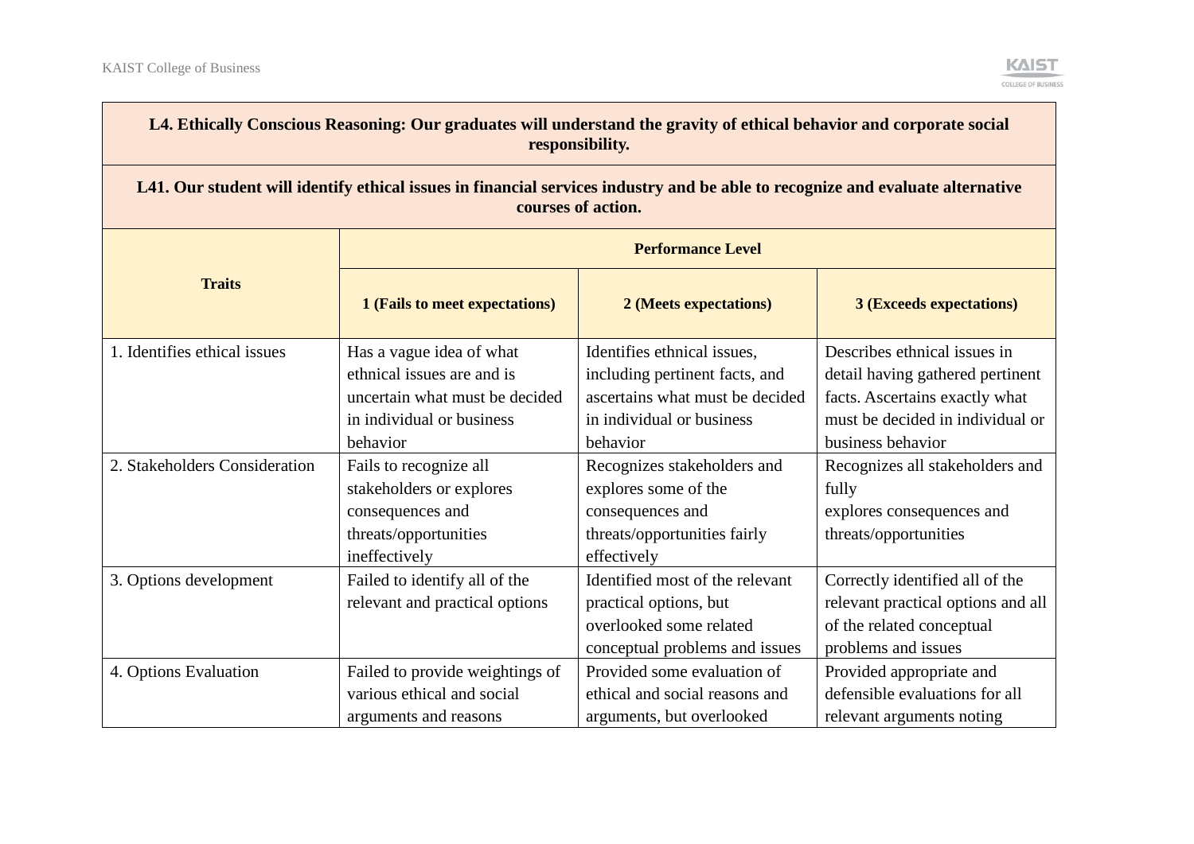| L4. Ethically Conscious Reasoning: Our graduates will understand the gravity of ethical behavior and corporate social responsibility. | | | |
|---|---|---|---|
| **L41. Our student will identify ethical issues in financial services industry and be able to recognize and evaluate alternative courses of action.** | | | |
| **Traits** | **Performance Level** | | |
| | **1 (Fails to meet expectations)** | **2 (Meets expectations)** | **3 (Exceeds expectations)** |
| 1. Identifies ethical issues | Has a vague idea of what ethnical issues are and is uncertain what must be decided in individual or business behavior | Identifies ethnical issues, including pertinent facts, and ascertains what must be decided in individual or business behavior | Describes ethnical issues in detail having gathered pertinent facts. Ascertains exactly what must be decided in individual or business behavior |
| 2. Stakeholders Consideration | Fails to recognize all stakeholders or explores consequences and threats/opportunities ineffectively | Recognizes stakeholders and explores some of the consequences and threats/opportunities fairly effectively | Recognizes all stakeholders and fully explores consequences and threats/opportunities |
| 3. Options development | Failed to identify all of the relevant and practical options | Identified most of the relevant practical options, but overlooked some related conceptual problems and issues | Correctly identified all of the relevant practical options and all of the related conceptual problems and issues |
| 4. Options Evaluation | Failed to provide weightings of various ethical and social arguments and reasons | Provided some evaluation of ethical and social reasons and arguments, but overlooked | Provided appropriate and defensible evaluations for all relevant arguments noting |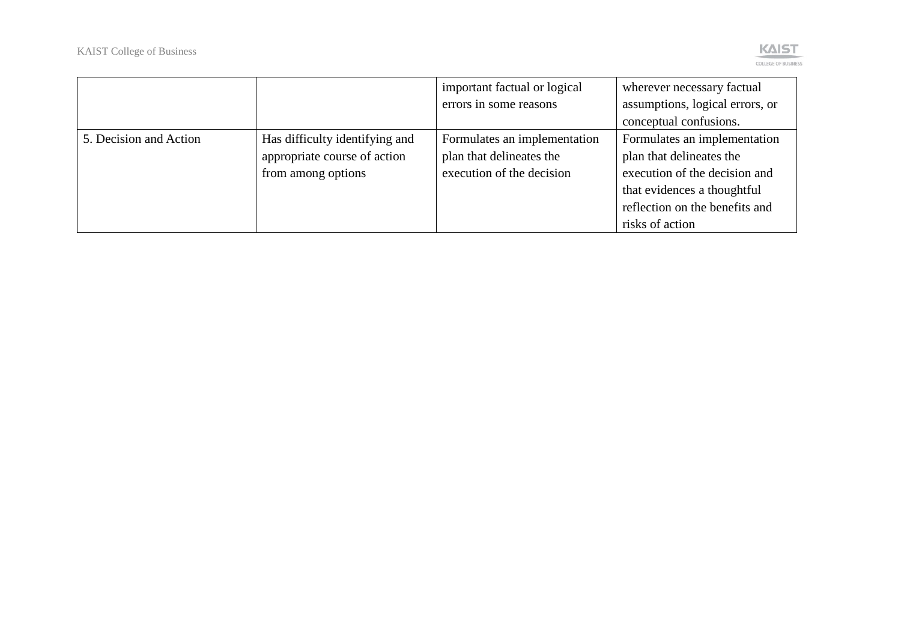| | | | |
|---|---|---|---|
| | | important factual or logical errors in some reasons | wherever necessary factual assumptions, logical errors, or conceptual confusions. |
| 5. Decision and Action | Has difficulty identifying and appropriate course of action from among options | Formulates an implementation plan that delineates the execution of the decision | Formulates an implementation plan that delineates the execution of the decision and that evidences a thoughtful reflection on the benefits and risks of action |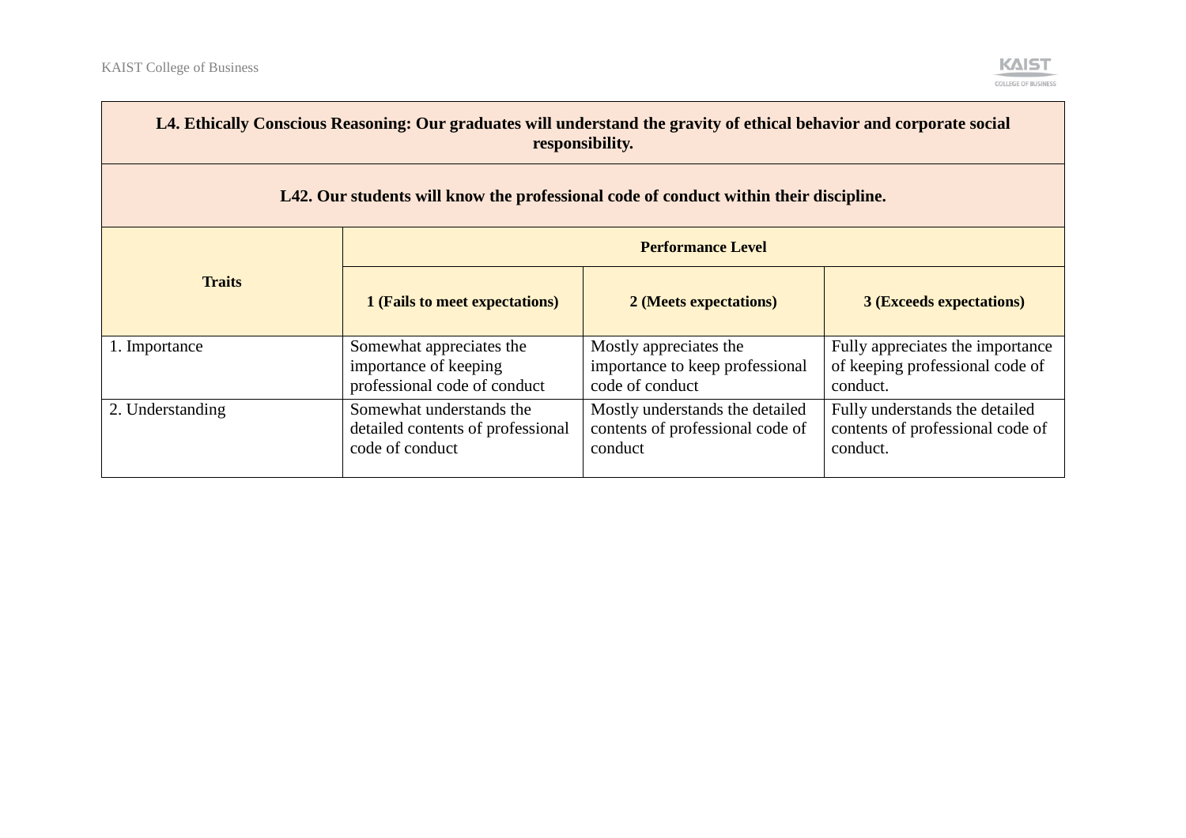| L4. Ethically Conscious Reasoning: Our graduates will understand the gravity of ethical behavior and corporate social responsibility. | | | |
|---|---|---|---|
| **L42. Our students will know the professional code of conduct within their discipline.** | | | |
| **Traits** | **Performance Level** | | |
| | **1 (Fails to meet expectations)** | **2 (Meets expectations)** | **3 (Exceeds expectations)** |
| 1. Importance | Somewhat appreciates the importance of keeping professional code of conduct | Mostly appreciates the importance to keep professional code of conduct | Fully appreciates the importance of keeping professional code of conduct. |
| 2. Understanding | Somewhat understands the detailed contents of professional code of conduct | Mostly understands the detailed contents of professional code of conduct | Fully understands the detailed contents of professional code of conduct. |